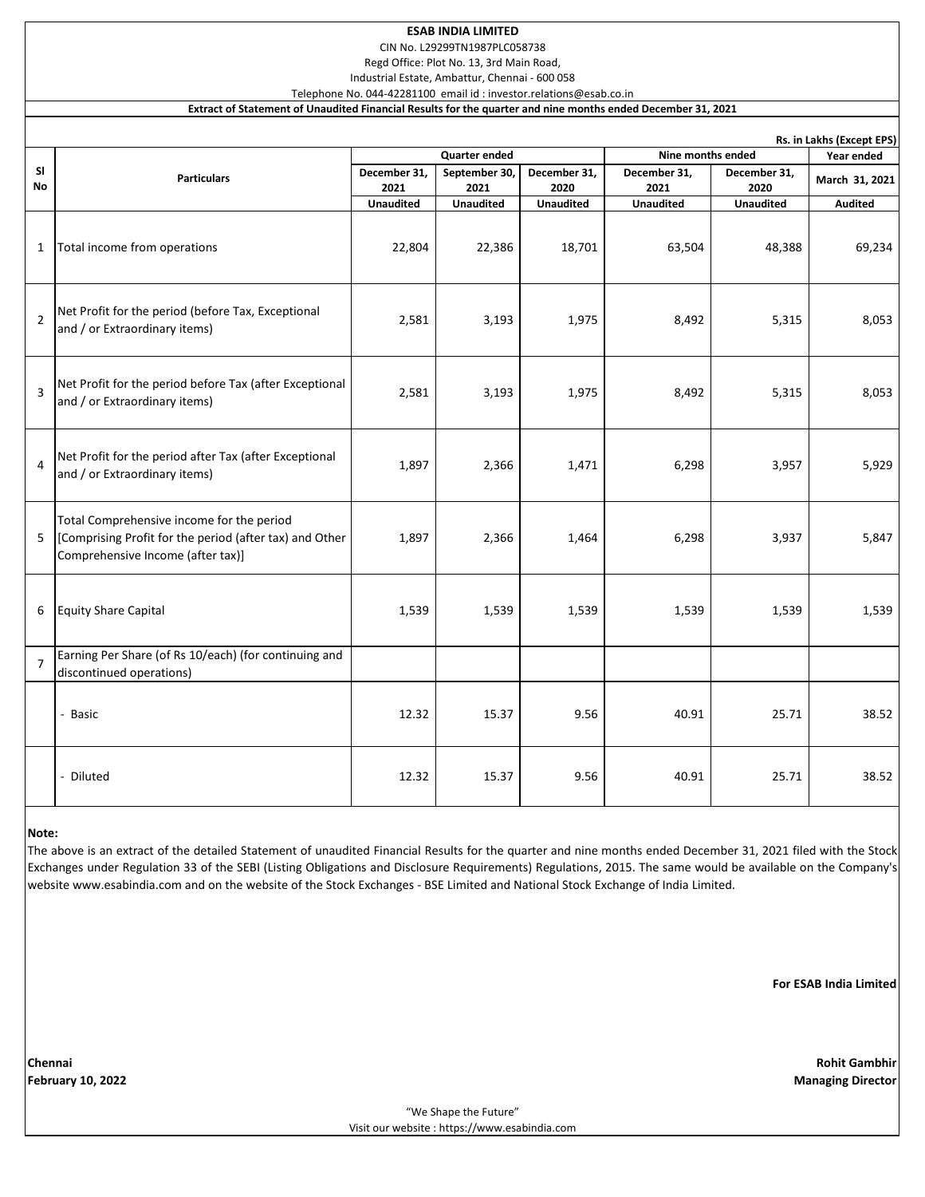# ESAB INDIA LIMITED

CIN No. L29299TN1987PLC058738

Regd Office: Plot No. 13, 3rd Main Road,

Industrial Estate, Ambattur, Chennai - 600 058

Telephone No. 044-42281100 email id : investor.relations@esab.co.in

**Extract of Statement of Unaudited Financial Results for the quarter and nine months ended December 31, 2021**

Rs. in Lakhs (Except EPS)

| Sl No | Particulars | Quarter ended | | | Nine months ended | | Year ended |
|---|---|---|---|---|---|---|---|
| | | December 31, 2021 | September 30, 2021 | December 31, 2020 | December 31, 2021 | December 31, 2020 | March 31, 2021 |
| | | Unaudited | Unaudited | Unaudited | Unaudited | Unaudited | Audited |
| 1 | Total income from operations | 22,804 | 22,386 | 18,701 | 63,504 | 48,388 | 69,234 |
| 2 | Net Profit for the period (before Tax, Exceptional and / or Extraordinary items) | 2,581 | 3,193 | 1,975 | 8,492 | 5,315 | 8,053 |
| 3 | Net Profit for the period before Tax (after Exceptional and / or Extraordinary items) | 2,581 | 3,193 | 1,975 | 8,492 | 5,315 | 8,053 |
| 4 | Net Profit for the period after Tax (after Exceptional and / or Extraordinary items) | 1,897 | 2,366 | 1,471 | 6,298 | 3,957 | 5,929 |
| 5 | Total Comprehensive income for the period [Comprising Profit for the period (after tax) and Other Comprehensive Income (after tax)] | 1,897 | 2,366 | 1,464 | 6,298 | 3,937 | 5,847 |
| 6 | Equity Share Capital | 1,539 | 1,539 | 1,539 | 1,539 | 1,539 | 1,539 |
| 7 | Earning Per Share (of Rs 10/each) (for continuing and discontinued operations) | | | | | | |
| | - Basic | 12.32 | 15.37 | 9.56 | 40.91 | 25.71 | 38.52 |
| | - Diluted | 12.32 | 15.37 | 9.56 | 40.91 | 25.71 | 38.52 |

**Note:**

The above is an extract of the detailed Statement of unaudited Financial Results for the quarter and nine months ended December 31, 2021 filed with the Stock Exchanges under Regulation 33 of the SEBI (Listing Obligations and Disclosure Requirements) Regulations, 2015. The same would be available on the Company's website www.esabindia.com and on the website of the Stock Exchanges - BSE Limited and National Stock Exchange of India Limited.

**For ESAB India Limited**

**Chennai**
**February 10, 2022**

**Rohit Gambhir**
**Managing Director**

"We Shape the Future"

Visit our website : https://www.esabindia.com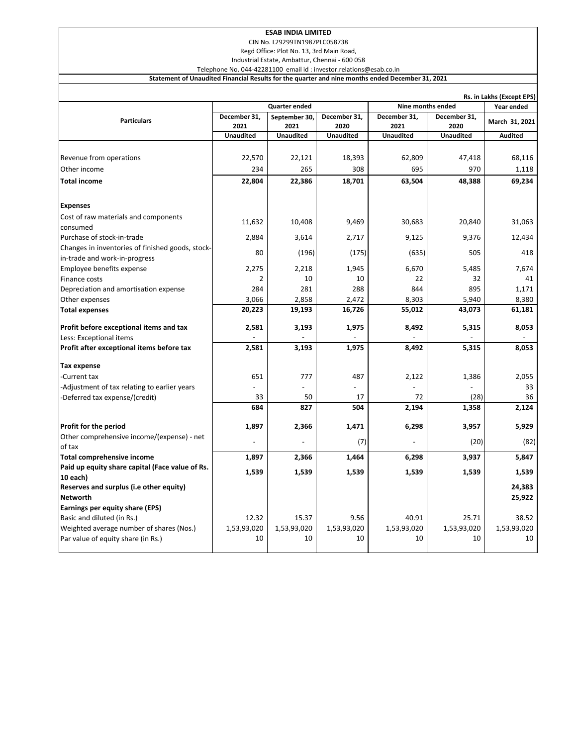**ESAB INDIA LIMITED**

CIN No. L29299TN1987PLC058738

Regd Office: Plot No. 13, 3rd Main Road,

Industrial Estate, Ambattur, Chennai - 600 058

Telephone No. 044-42281100 email id : investor.relations@esab.co.in

**Statement of Unaudited Financial Results for the quarter and nine months ended December 31, 2021**

Rs. in Lakhs (Except EPS)

| Particulars | Quarter ended | | | Nine months ended | | Year ended |
|---|---|---|---|---|---|---|
| | December 31, 2021 | September 30, 2021 | December 31, 2020 | December 31, 2021 | December 31, 2020 | March 31, 2021 |
| | Unaudited | Unaudited | Unaudited | Unaudited | Unaudited | Audited |
| Revenue from operations | 22,570 | 22,121 | 18,393 | 62,809 | 47,418 | 68,116 |
| Other income | 234 | 265 | 308 | 695 | 970 | 1,118 |
| **Total income** | **22,804** | **22,386** | **18,701** | **63,504** | **48,388** | **69,234** |
| **Expenses** | | | | | | |
| Cost of raw materials and components consumed | 11,632 | 10,408 | 9,469 | 30,683 | 20,840 | 31,063 |
| Purchase of stock-in-trade | 2,884 | 3,614 | 2,717 | 9,125 | 9,376 | 12,434 |
| Changes in inventories of finished goods, stock-in-trade and work-in-progress | 80 | (196) | (175) | (635) | 505 | 418 |
| Employee benefits expense | 2,275 | 2,218 | 1,945 | 6,670 | 5,485 | 7,674 |
| Finance costs | 2 | 10 | 10 | 22 | 32 | 41 |
| Depreciation and amortisation expense | 284 | 281 | 288 | 844 | 895 | 1,171 |
| Other expenses | 3,066 | 2,858 | 2,472 | 8,303 | 5,940 | 8,380 |
| **Total expenses** | **20,223** | **19,193** | **16,726** | **55,012** | **43,073** | **61,181** |
| **Profit before exceptional items and tax** | **2,581** | **3,193** | **1,975** | **8,492** | **5,315** | **8,053** |
| Less: Exceptional items | **-** | **-** | - | - | - | - |
| **Profit after exceptional items before tax** | **2,581** | **3,193** | **1,975** | **8,492** | **5,315** | **8,053** |
| **Tax expense** | | | | | | |
| -Current tax | 651 | 777 | 487 | 2,122 | 1,386 | 2,055 |
| -Adjustment of tax relating to earlier years | - | - | - | - | - | 33 |
| -Deferred tax expense/(credit) | 33 | 50 | 17 | 72 | (28) | 36 |
| | **684** | **827** | **504** | **2,194** | **1,358** | **2,124** |
| **Profit for the period** | **1,897** | **2,366** | **1,471** | **6,298** | **3,957** | **5,929** |
| Other comprehensive income/(expense) - net of tax | - | - | (7) | - | (20) | (82) |
| **Total comprehensive income** | **1,897** | **2,366** | **1,464** | **6,298** | **3,937** | **5,847** |
| **Paid up equity share capital (Face value of Rs. 10 each)** | **1,539** | **1,539** | **1,539** | **1,539** | **1,539** | **1,539** |
| **Reserves and surplus (i.e other equity)** | | | | | | **24,383** |
| **Networth** | | | | | | **25,922** |
| **Earnings per equity share (EPS)** | | | | | | |
| Basic and diluted (in Rs.) | 12.32 | 15.37 | 9.56 | 40.91 | 25.71 | 38.52 |
| Weighted average number of shares (Nos.) | 1,53,93,020 | 1,53,93,020 | 1,53,93,020 | 1,53,93,020 | 1,53,93,020 | 1,53,93,020 |
| Par value of equity share (in Rs.) | 10 | 10 | 10 | 10 | 10 | 10 |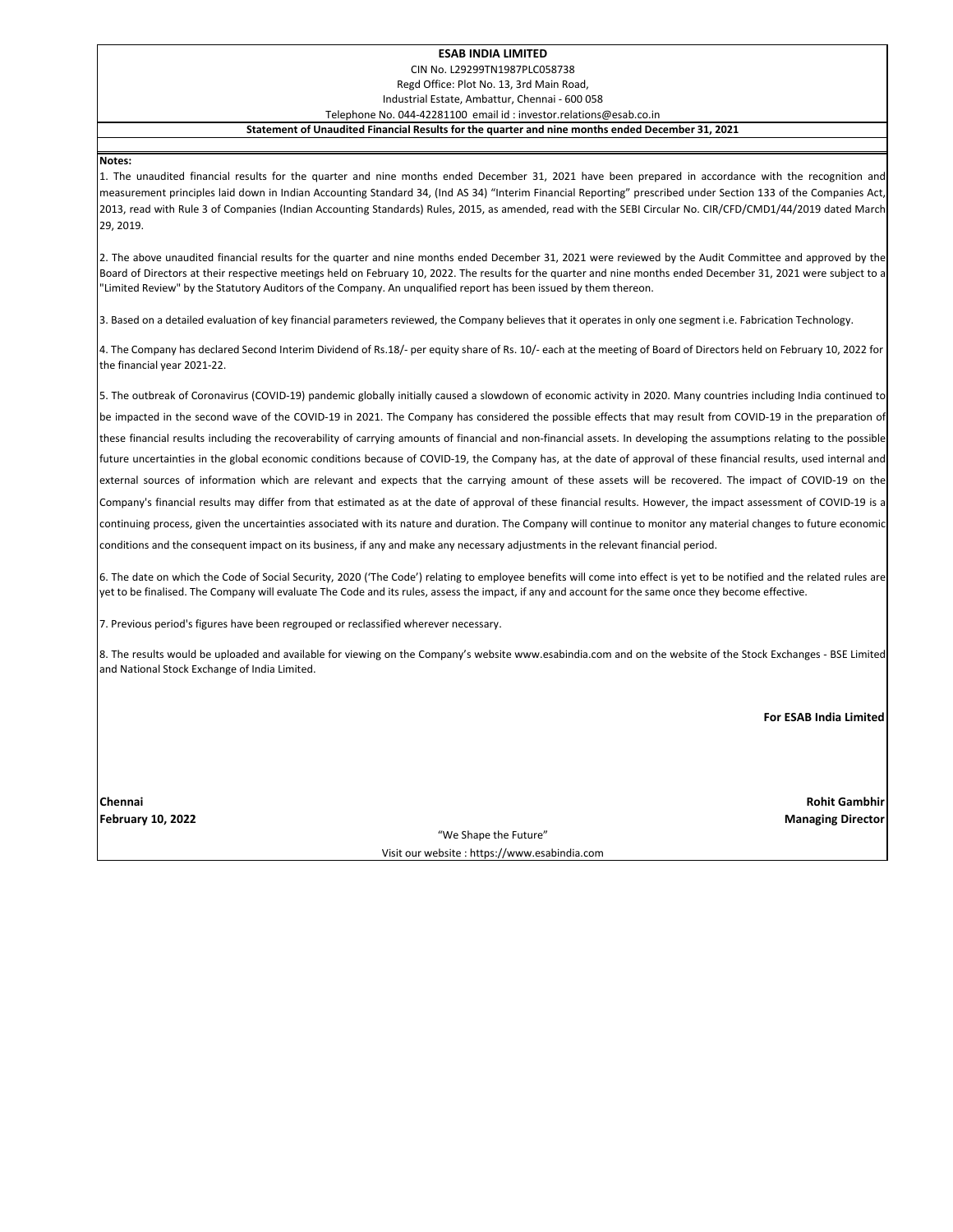**ESAB INDIA LIMITED**

CIN No. L29299TN1987PLC058738

Regd Office: Plot No. 13, 3rd Main Road,

Industrial Estate, Ambattur, Chennai - 600 058

Telephone No. 044-42281100 email id : investor.relations@esab.co.in

**Statement of Unaudited Financial Results for the quarter and nine months ended December 31, 2021**

**Notes:**

1. The unaudited financial results for the quarter and nine months ended December 31, 2021 have been prepared in accordance with the recognition and measurement principles laid down in Indian Accounting Standard 34, (Ind AS 34) "Interim Financial Reporting" prescribed under Section 133 of the Companies Act, 2013, read with Rule 3 of Companies (Indian Accounting Standards) Rules, 2015, as amended, read with the SEBI Circular No. CIR/CFD/CMD1/44/2019 dated March 29, 2019.

2. The above unaudited financial results for the quarter and nine months ended December 31, 2021 were reviewed by the Audit Committee and approved by the Board of Directors at their respective meetings held on February 10, 2022. The results for the quarter and nine months ended December 31, 2021 were subject to a "Limited Review" by the Statutory Auditors of the Company. An unqualified report has been issued by them thereon.

3. Based on a detailed evaluation of key financial parameters reviewed, the Company believes that it operates in only one segment i.e. Fabrication Technology.

4. The Company has declared Second Interim Dividend of Rs.18/- per equity share of Rs. 10/- each at the meeting of Board of Directors held on February 10, 2022 for the financial year 2021-22.

5. The outbreak of Coronavirus (COVID-19) pandemic globally initially caused a slowdown of economic activity in 2020. Many countries including India continued to be impacted in the second wave of the COVID-19 in 2021. The Company has considered the possible effects that may result from COVID-19 in the preparation of these financial results including the recoverability of carrying amounts of financial and non-financial assets. In developing the assumptions relating to the possible future uncertainties in the global economic conditions because of COVID-19, the Company has, at the date of approval of these financial results, used internal and external sources of information which are relevant and expects that the carrying amount of these assets will be recovered. The impact of COVID-19 on the Company's financial results may differ from that estimated as at the date of approval of these financial results. However, the impact assessment of COVID-19 is a continuing process, given the uncertainties associated with its nature and duration. The Company will continue to monitor any material changes to future economic conditions and the consequent impact on its business, if any and make any necessary adjustments in the relevant financial period.

6. The date on which the Code of Social Security, 2020 ('The Code') relating to employee benefits will come into effect is yet to be notified and the related rules are yet to be finalised. The Company will evaluate The Code and its rules, assess the impact, if any and account for the same once they become effective.

7. Previous period's figures have been regrouped or reclassified wherever necessary.

8. The results would be uploaded and available for viewing on the Company's website www.esabindia.com and on the website of the Stock Exchanges - BSE Limited and National Stock Exchange of India Limited.

**For ESAB India Limited**

**Chennai**
**February 10, 2022**

**Rohit Gambhir**
**Managing Director**

"We Shape the Future"

Visit our website : https://www.esabindia.com